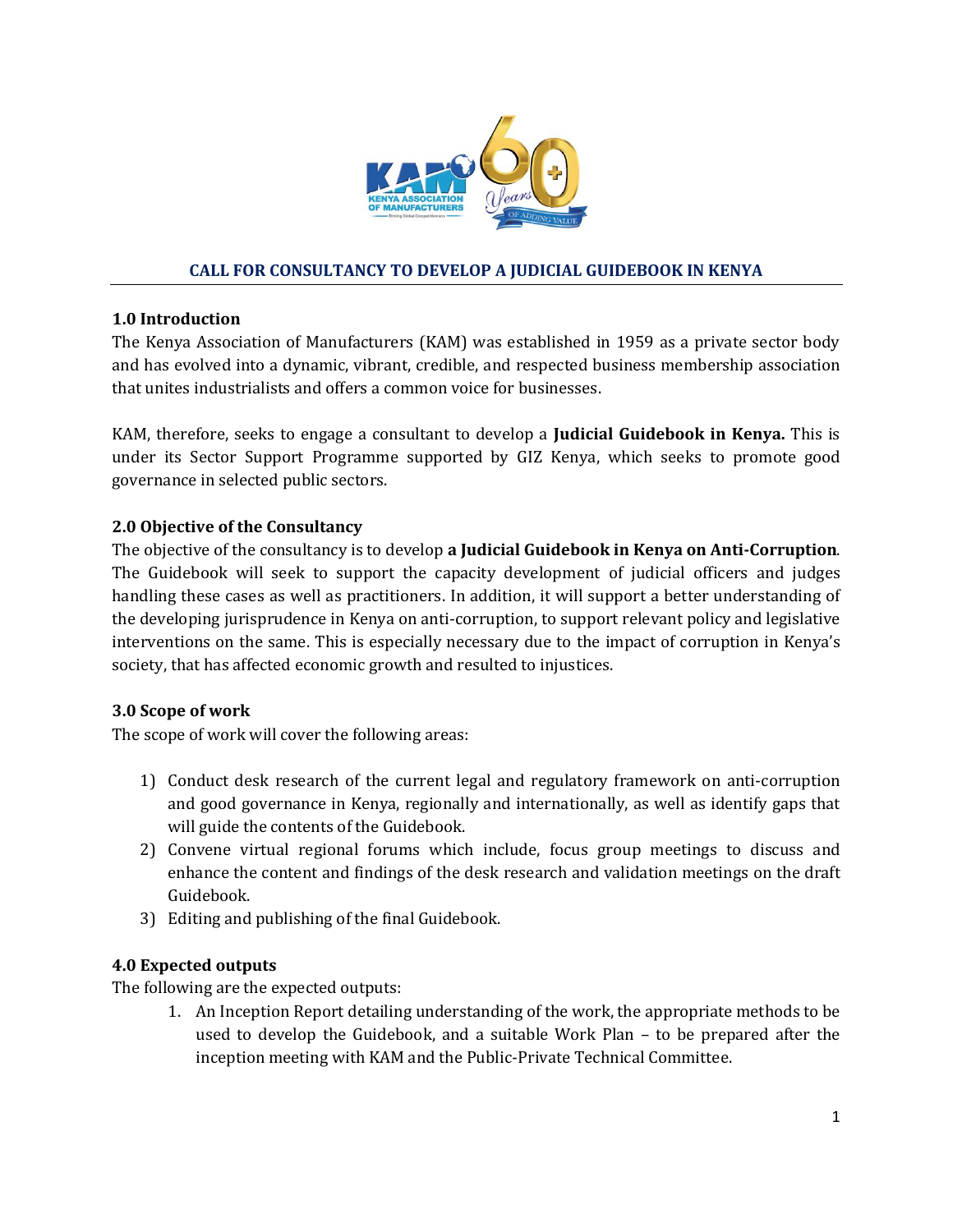## CALL FOR CONSULTANCY TO DEVELOP A JUDICIAL GUIDEBOOK IN KENYA

### 1.0 Introduction

The Kenya Association of Manufacturers (KAM) was established in 1959 as a private sector body and has evolved into a dynamic, vibrant, credible, and respected business membership association that unites industrialists and offers a common voice for businesses.

KAM, therefore, seeks to engage a consultant to develop a **Judicial Guidebook in Kenya.** This is under its Sector Support Programme supported by GIZ Kenya, which seeks to promote good governance in selected public sectors.

### 2.0 Objective of the Consultancy

The objective of the consultancy is to develop **a Judicial Guidebook in Kenya on Anti-Corruption**. The Guidebook will seek to support the capacity development of judicial officers and judges handling these cases as well as practitioners. In addition, it will support a better understanding of the developing jurisprudence in Kenya on anti-corruption, to support relevant policy and legislative interventions on the same. This is especially necessary due to the impact of corruption in Kenya's society, that has affected economic growth and resulted to injustices.

### 3.0 Scope of work

The scope of work will cover the following areas:

1) Conduct desk research of the current legal and regulatory framework on anti-corruption and good governance in Kenya, regionally and internationally, as well as identify gaps that will guide the contents of the Guidebook.
2) Convene virtual regional forums which include, focus group meetings to discuss and enhance the content and findings of the desk research and validation meetings on the draft Guidebook.
3) Editing and publishing of the final Guidebook.

### 4.0 Expected outputs

The following are the expected outputs:

1. An Inception Report detailing understanding of the work, the appropriate methods to be used to develop the Guidebook, and a suitable Work Plan – to be prepared after the inception meeting with KAM and the Public-Private Technical Committee.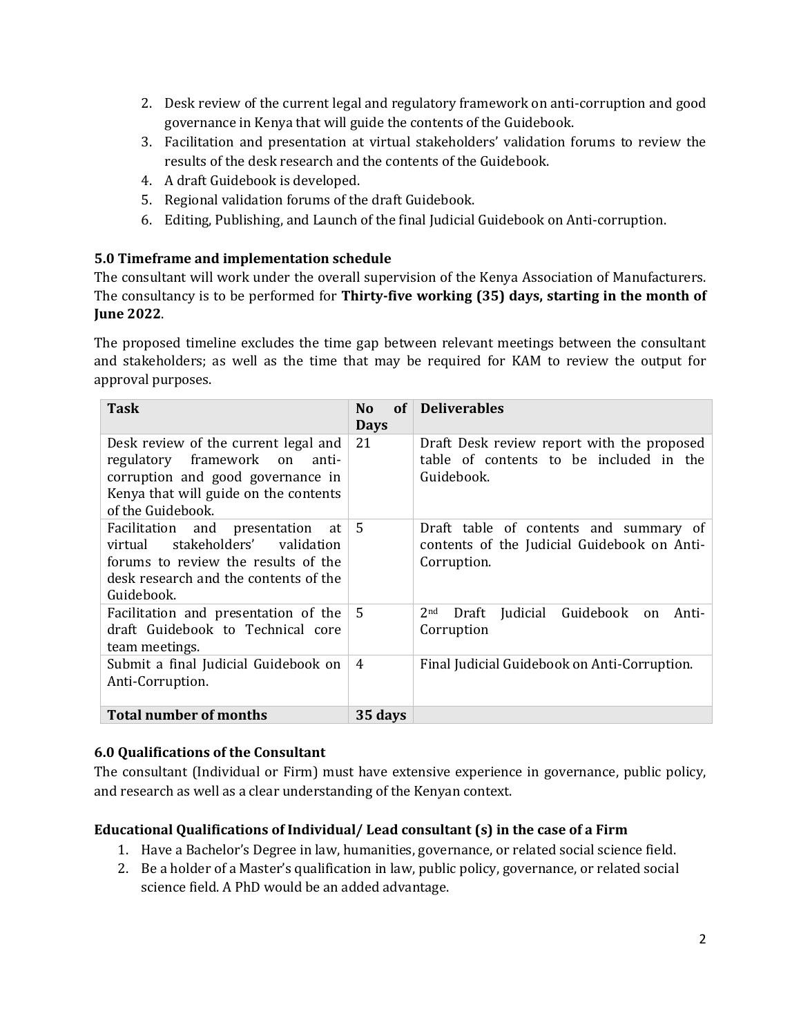2. Desk review of the current legal and regulatory framework on anti-corruption and good governance in Kenya that will guide the contents of the Guidebook.
3. Facilitation and presentation at virtual stakeholders' validation forums to review the results of the desk research and the contents of the Guidebook.
4. A draft Guidebook is developed.
5. Regional validation forums of the draft Guidebook.
6. Editing, Publishing, and Launch of the final Judicial Guidebook on Anti-corruption.

### 5.0 Timeframe and implementation schedule

The consultant will work under the overall supervision of the Kenya Association of Manufacturers. The consultancy is to be performed for **Thirty-five working (35) days, starting in the month of June 2022**.

The proposed timeline excludes the time gap between relevant meetings between the consultant and stakeholders; as well as the time that may be required for KAM to review the output for approval purposes.

| Task | No of Days | Deliverables |
|---|---|---|
| Desk review of the current legal and regulatory framework on anti-corruption and good governance in Kenya that will guide on the contents of the Guidebook. | 21 | Draft Desk review report with the proposed table of contents to be included in the Guidebook. |
| Facilitation and presentation at virtual stakeholders' validation forums to review the results of the desk research and the contents of the Guidebook. | 5 | Draft table of contents and summary of contents of the Judicial Guidebook on Anti-Corruption. |
| Facilitation and presentation of the draft Guidebook to Technical core team meetings. | 5 | 2nd Draft Judicial Guidebook on Anti-Corruption |
| Submit a final Judicial Guidebook on Anti-Corruption. | 4 | Final Judicial Guidebook on Anti-Corruption. |
| **Total number of months** | **35 days** | |

### 6.0 Qualifications of the Consultant

The consultant (Individual or Firm) must have extensive experience in governance, public policy, and research as well as a clear understanding of the Kenyan context.

#### Educational Qualifications of Individual/ Lead consultant (s) in the case of a Firm

1. Have a Bachelor's Degree in law, humanities, governance, or related social science field.
2. Be a holder of a Master's qualification in law, public policy, governance, or related social science field. A PhD would be an added advantage.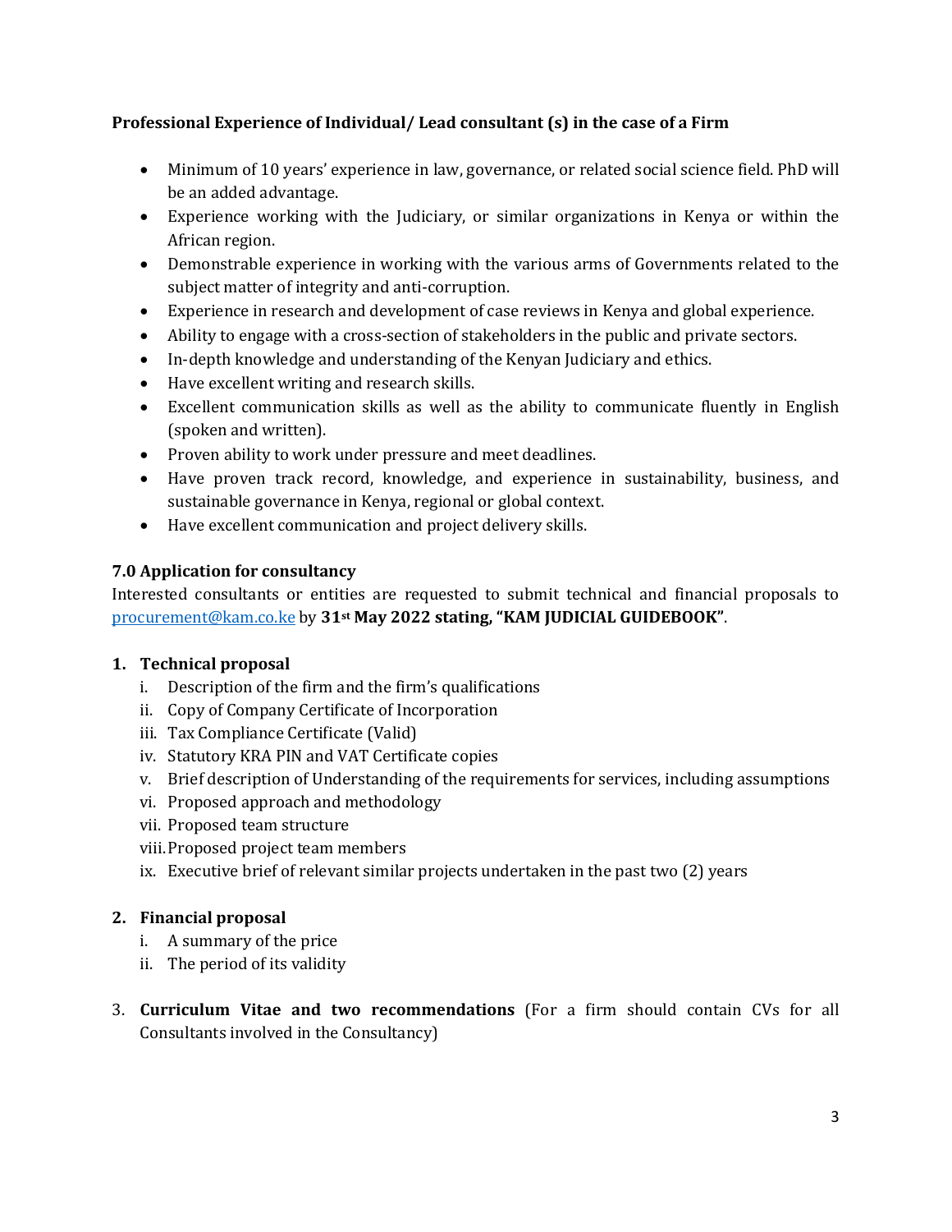**Professional Experience of Individual/ Lead consultant (s) in the case of a Firm**

- Minimum of 10 years' experience in law, governance, or related social science field. PhD will be an added advantage.
- Experience working with the Judiciary, or similar organizations in Kenya or within the African region.
- Demonstrable experience in working with the various arms of Governments related to the subject matter of integrity and anti-corruption.
- Experience in research and development of case reviews in Kenya and global experience.
- Ability to engage with a cross-section of stakeholders in the public and private sectors.
- In-depth knowledge and understanding of the Kenyan Judiciary and ethics.
- Have excellent writing and research skills.
- Excellent communication skills as well as the ability to communicate fluently in English (spoken and written).
- Proven ability to work under pressure and meet deadlines.
- Have proven track record, knowledge, and experience in sustainability, business, and sustainable governance in Kenya, regional or global context.
- Have excellent communication and project delivery skills.

### 7.0 Application for consultancy

Interested consultants or entities are requested to submit technical and financial proposals to procurement@kam.co.ke by **31st May 2022 stating, "KAM JUDICIAL GUIDEBOOK"**.

1. **Technical proposal**
   i. Description of the firm and the firm's qualifications
   ii. Copy of Company Certificate of Incorporation
   iii. Tax Compliance Certificate (Valid)
   iv. Statutory KRA PIN and VAT Certificate copies
   v. Brief description of Understanding of the requirements for services, including assumptions
   vi. Proposed approach and methodology
   vii. Proposed team structure
   viii. Proposed project team members
   ix. Executive brief of relevant similar projects undertaken in the past two (2) years

2. **Financial proposal**
   i. A summary of the price
   ii. The period of its validity

3. **Curriculum Vitae and two recommendations** (For a firm should contain CVs for all Consultants involved in the Consultancy)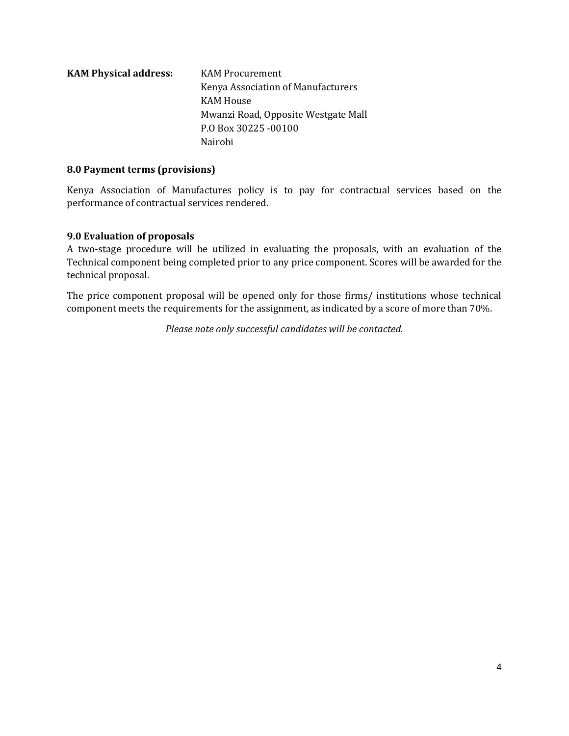**KAM Physical address:** KAM Procurement
Kenya Association of Manufacturers
KAM House
Mwanzi Road, Opposite Westgate Mall
P.O Box 30225 -00100
Nairobi

### 8.0 Payment terms (provisions)

Kenya Association of Manufactures policy is to pay for contractual services based on the performance of contractual services rendered.

### 9.0 Evaluation of proposals

A two-stage procedure will be utilized in evaluating the proposals, with an evaluation of the Technical component being completed prior to any price component. Scores will be awarded for the technical proposal.

The price component proposal will be opened only for those firms/ institutions whose technical component meets the requirements for the assignment, as indicated by a score of more than 70%.

*Please note only successful candidates will be contacted.*